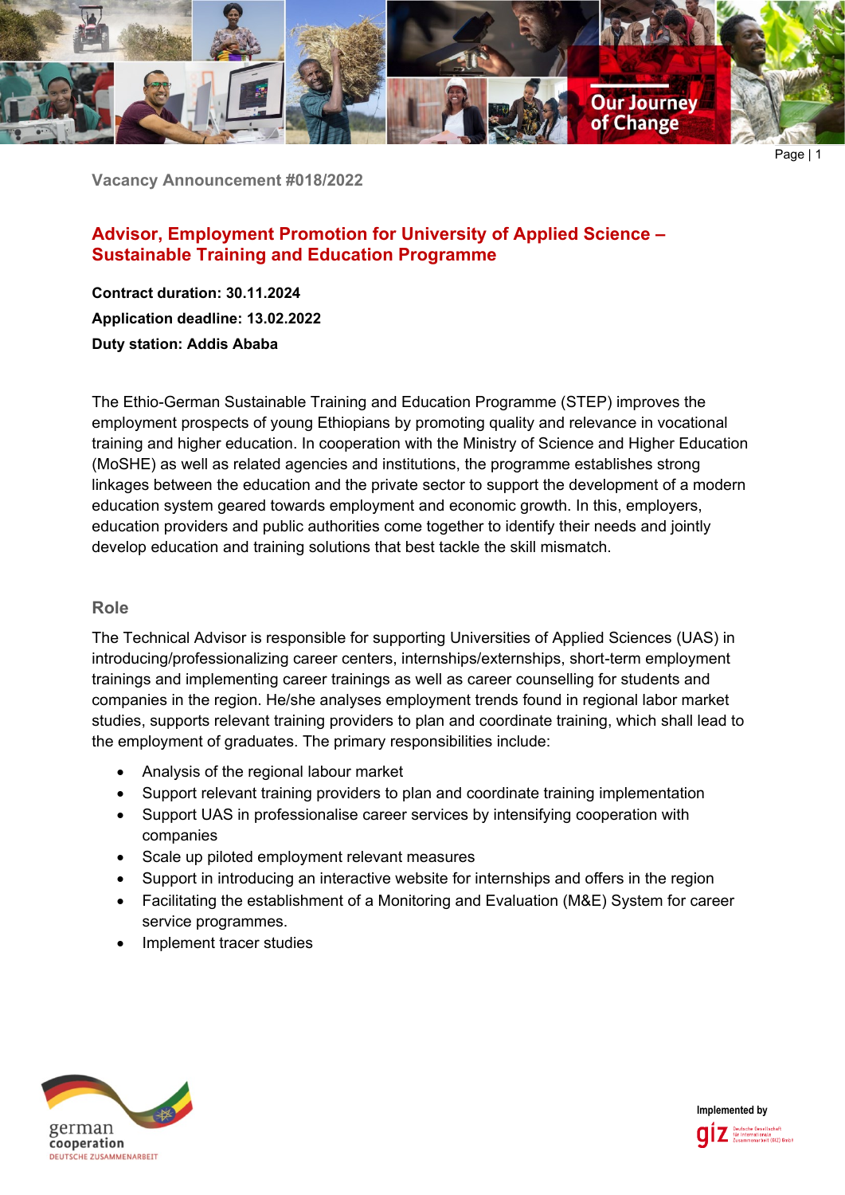Vacancy Announcement #018/2022

# Advisor, Employment Promotion for University of Applied Science – Sustainable Training and Education Programme

**Contract duration: 30.11.2024**

**Application deadline: 13.02.2022**

**Duty station: Addis Ababa**

The Ethio-German Sustainable Training and Education Programme (STEP) improves the employment prospects of young Ethiopians by promoting quality and relevance in vocational training and higher education. In cooperation with the Ministry of Science and Higher Education (MoSHE) as well as related agencies and institutions, the programme establishes strong linkages between the education and the private sector to support the development of a modern education system geared towards employment and economic growth. In this, employers, education providers and public authorities come together to identify their needs and jointly develop education and training solutions that best tackle the skill mismatch.

## Role

The Technical Advisor is responsible for supporting Universities of Applied Sciences (UAS) in introducing/professionalizing career centers, internships/externships, short-term employment trainings and implementing career trainings as well as career counselling for students and companies in the region. He/she analyses employment trends found in regional labor market studies, supports relevant training providers to plan and coordinate training, which shall lead to the employment of graduates. The primary responsibilities include:

- Analysis of the regional labour market
- Support relevant training providers to plan and coordinate training implementation
- Support UAS in professionalise career services by intensifying cooperation with companies
- Scale up piloted employment relevant measures
- Support in introducing an interactive website for internships and offers in the region
- Facilitating the establishment of a Monitoring and Evaluation (M&E) System for career service programmes.
- Implement tracer studies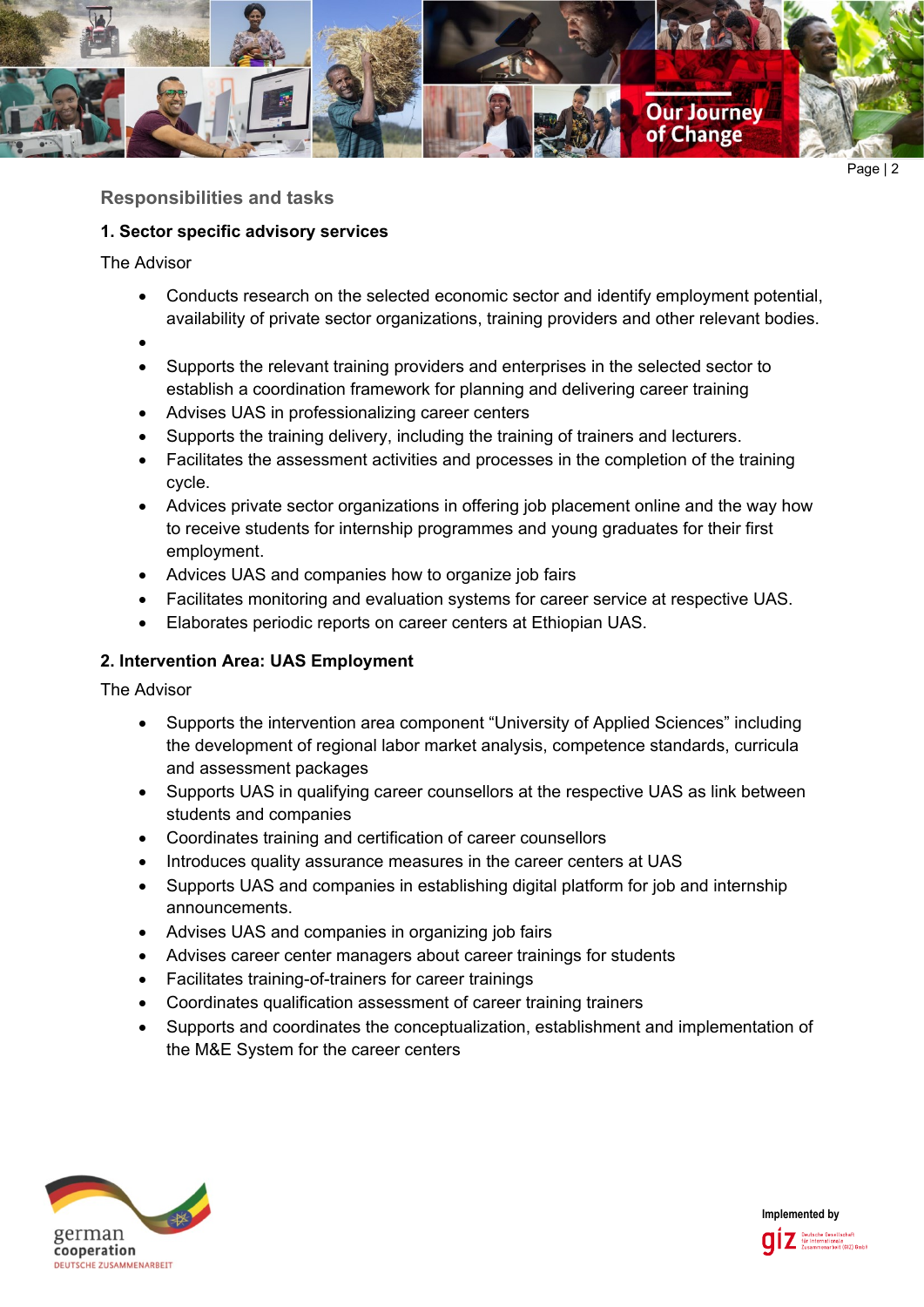## Responsibilities and tasks

### 1. Sector specific advisory services

The Advisor

- Conducts research on the selected economic sector and identify employment potential, availability of private sector organizations, training providers and other relevant bodies.
- 
- Supports the relevant training providers and enterprises in the selected sector to establish a coordination framework for planning and delivering career training
- Advises UAS in professionalizing career centers
- Supports the training delivery, including the training of trainers and lecturers.
- Facilitates the assessment activities and processes in the completion of the training cycle.
- Advices private sector organizations in offering job placement online and the way how to receive students for internship programmes and young graduates for their first employment.
- Advices UAS and companies how to organize job fairs
- Facilitates monitoring and evaluation systems for career service at respective UAS.
- Elaborates periodic reports on career centers at Ethiopian UAS.

### 2. Intervention Area: UAS Employment

The Advisor

- Supports the intervention area component "University of Applied Sciences" including the development of regional labor market analysis, competence standards, curricula and assessment packages
- Supports UAS in qualifying career counsellors at the respective UAS as link between students and companies
- Coordinates training and certification of career counsellors
- Introduces quality assurance measures in the career centers at UAS
- Supports UAS and companies in establishing digital platform for job and internship announcements.
- Advises UAS and companies in organizing job fairs
- Advises career center managers about career trainings for students
- Facilitates training-of-trainers for career trainings
- Coordinates qualification assessment of career training trainers
- Supports and coordinates the conceptualization, establishment and implementation of the M&E System for the career centers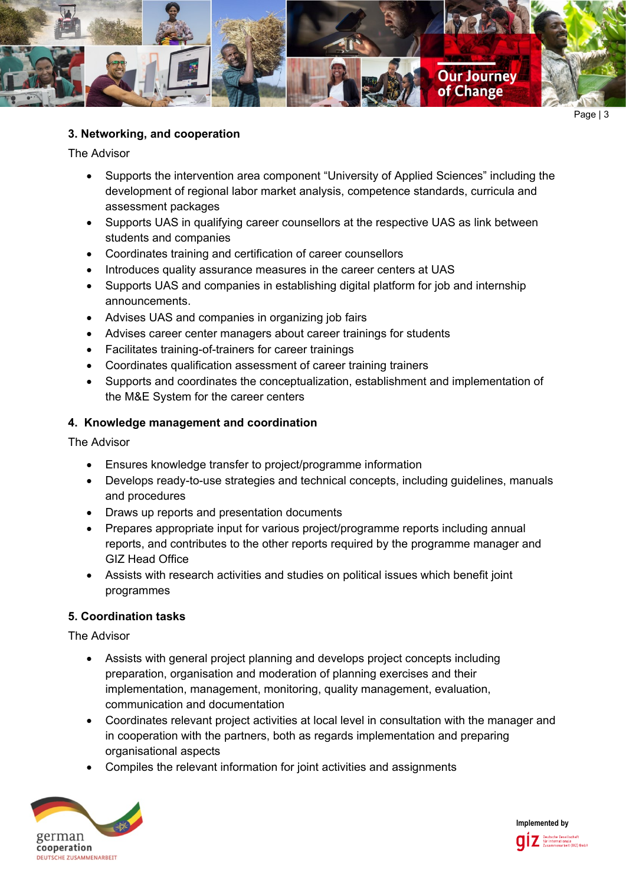### 3. Networking, and cooperation

The Advisor

- Supports the intervention area component “University of Applied Sciences” including the development of regional labor market analysis, competence standards, curricula and assessment packages
- Supports UAS in qualifying career counsellors at the respective UAS as link between students and companies
- Coordinates training and certification of career counsellors
- Introduces quality assurance measures in the career centers at UAS
- Supports UAS and companies in establishing digital platform for job and internship announcements.
- Advises UAS and companies in organizing job fairs
- Advises career center managers about career trainings for students
- Facilitates training-of-trainers for career trainings
- Coordinates qualification assessment of career training trainers
- Supports and coordinates the conceptualization, establishment and implementation of the M&E System for the career centers

### 4. Knowledge management and coordination

The Advisor

- Ensures knowledge transfer to project/programme information
- Develops ready-to-use strategies and technical concepts, including guidelines, manuals and procedures
- Draws up reports and presentation documents
- Prepares appropriate input for various project/programme reports including annual reports, and contributes to the other reports required by the programme manager and GIZ Head Office
- Assists with research activities and studies on political issues which benefit joint programmes

### 5. Coordination tasks

The Advisor

- Assists with general project planning and develops project concepts including preparation, organisation and moderation of planning exercises and their implementation, management, monitoring, quality management, evaluation, communication and documentation
- Coordinates relevant project activities at local level in consultation with the manager and in cooperation with the partners, both as regards implementation and preparing organisational aspects
- Compiles the relevant information for joint activities and assignments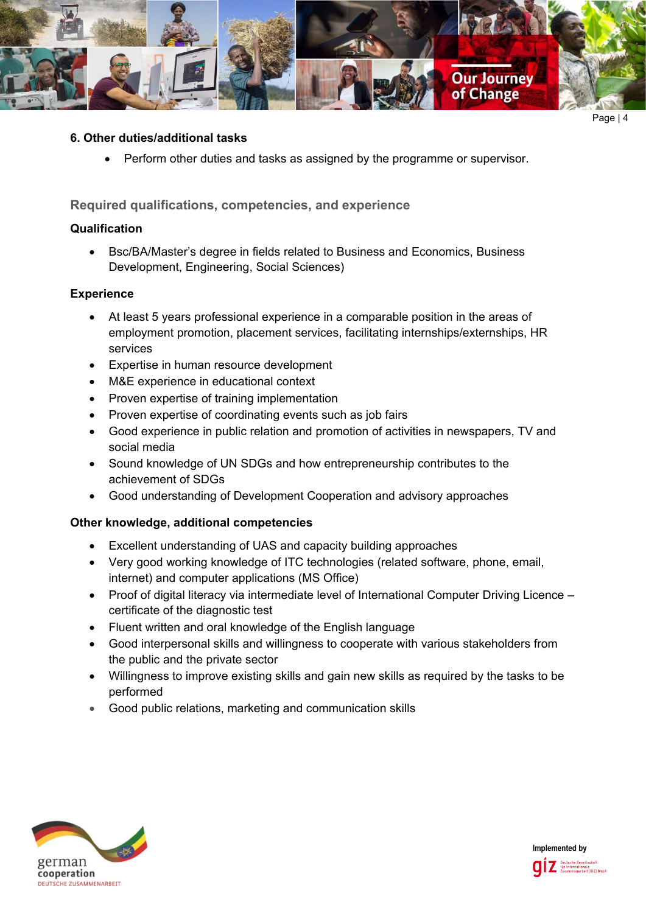### 6. Other duties/additional tasks

- Perform other duties and tasks as assigned by the programme or supervisor.

## Required qualifications, competencies, and experience

### Qualification

- Bsc/BA/Master's degree in fields related to Business and Economics, Business Development, Engineering, Social Sciences)

### Experience

- At least 5 years professional experience in a comparable position in the areas of employment promotion, placement services, facilitating internships/externships, HR services
- Expertise in human resource development
- M&E experience in educational context
- Proven expertise of training implementation
- Proven expertise of coordinating events such as job fairs
- Good experience in public relation and promotion of activities in newspapers, TV and social media
- Sound knowledge of UN SDGs and how entrepreneurship contributes to the achievement of SDGs
- Good understanding of Development Cooperation and advisory approaches

### Other knowledge, additional competencies

- Excellent understanding of UAS and capacity building approaches
- Very good working knowledge of ITC technologies (related software, phone, email, internet) and computer applications (MS Office)
- Proof of digital literacy via intermediate level of International Computer Driving Licence – certificate of the diagnostic test
- Fluent written and oral knowledge of the English language
- Good interpersonal skills and willingness to cooperate with various stakeholders from the public and the private sector
- Willingness to improve existing skills and gain new skills as required by the tasks to be performed
- Good public relations, marketing and communication skills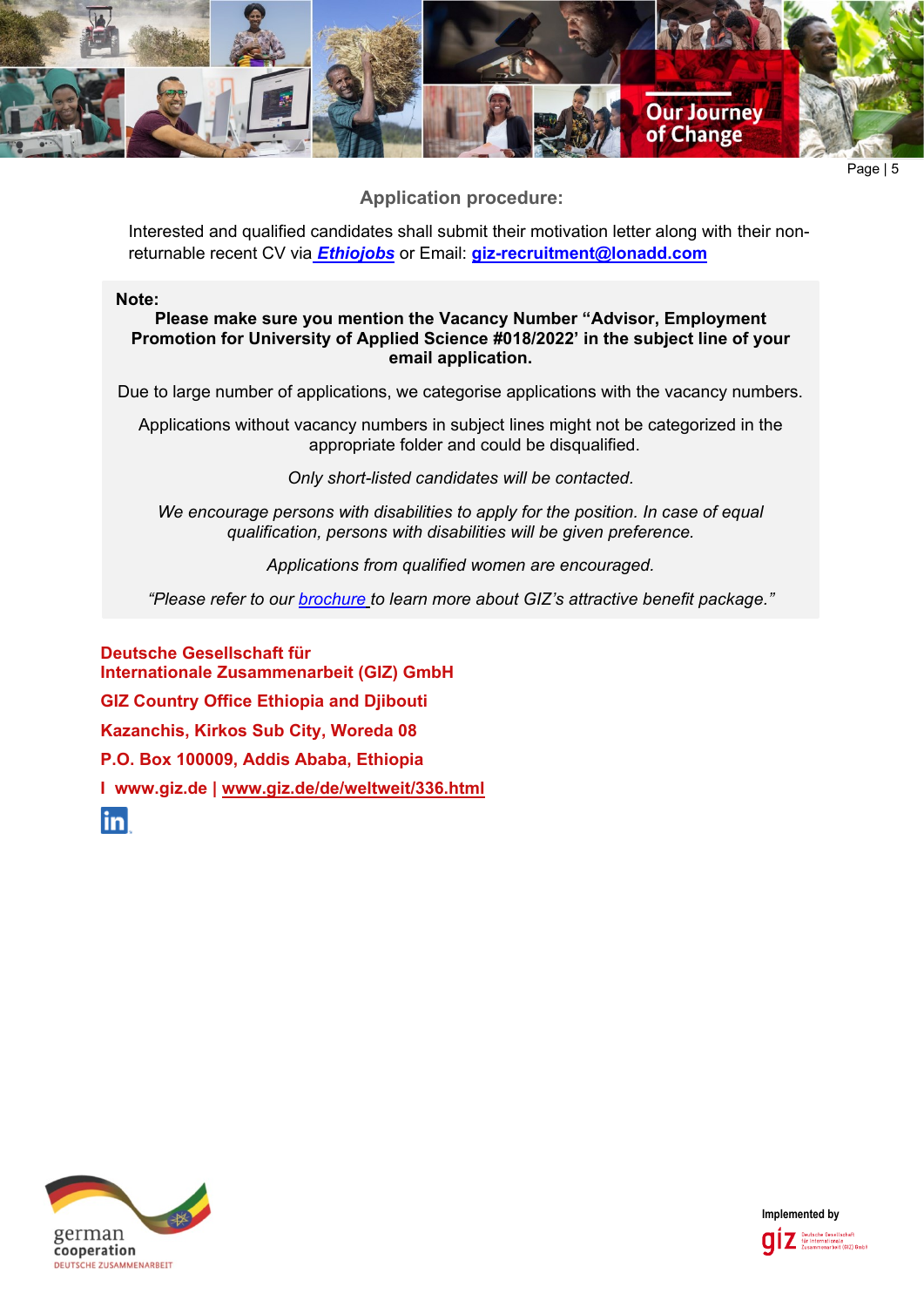## Application procedure:

Interested and qualified candidates shall submit their motivation letter along with their non-returnable recent CV via ***Ethiojobs*** or Email: **giz-recruitment@lonadd.com**

**Note:**

**Please make sure you mention the Vacancy Number "Advisor, Employment Promotion for University of Applied Science #018/2022' in the subject line of your email application.**

Due to large number of applications, we categorise applications with the vacancy numbers.

Applications without vacancy numbers in subject lines might not be categorized in the appropriate folder and could be disqualified.

*Only short-listed candidates will be contacted.*

*We encourage persons with disabilities to apply for the position. In case of equal qualification, persons with disabilities will be given preference.*

*Applications from qualified women are encouraged.*

*"Please refer to our brochure to learn more about GIZ's attractive benefit package."*

**Deutsche Gesellschaft für Internationale Zusammenarbeit (GIZ) GmbH**

**GIZ Country Office Ethiopia and Djibouti**

**Kazanchis, Kirkos Sub City, Woreda 08**

**P.O. Box 100009, Addis Ababa, Ethiopia**

**I www.giz.de | www.giz.de/de/weltweit/336.html**

german cooperation
DEUTSCHE ZUSAMMENARBEIT

Implemented by
giz Deutsche Gesellschaft für Internationale Zusammenarbeit (GIZ) GmbH